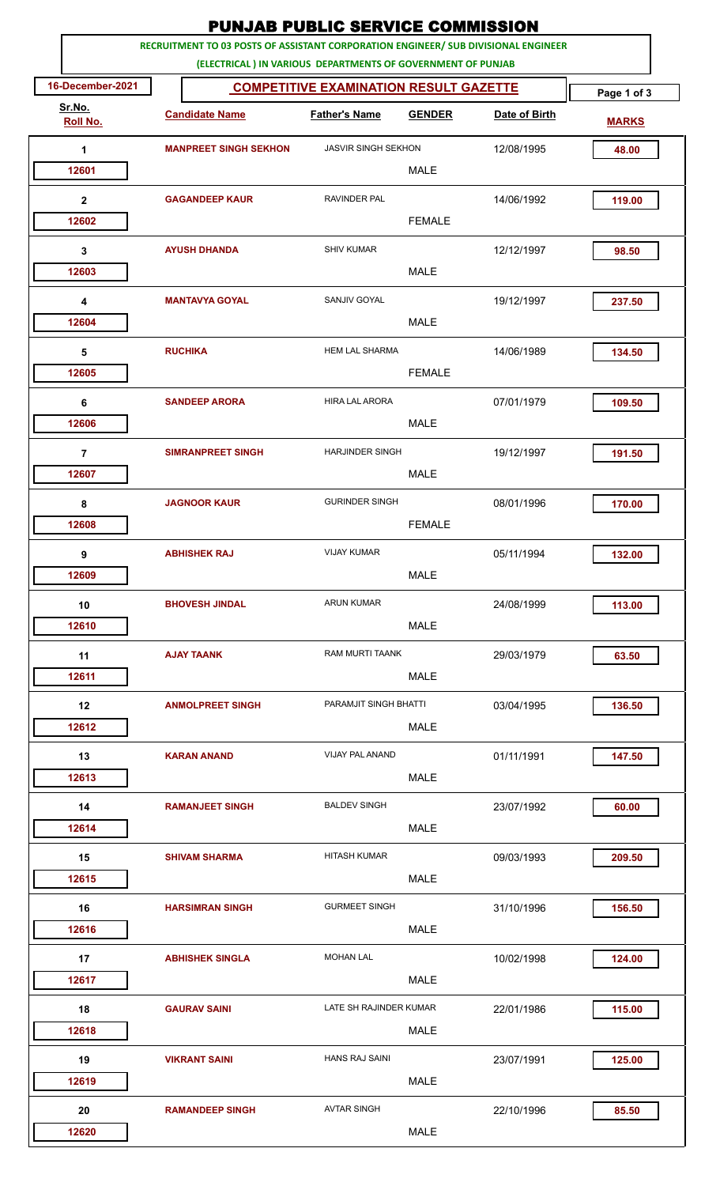# PUNJAB PUBLIC SERVICE COMMISSION

**RECRUITMENT TO 03 POSTS OF ASSISTANT CORPORATION ENGINEER/ SUB DIVISIONAL ENGINEER (ELECTRICAL ) IN VARIOUS DEPARTMENTS OF GOVERNMENT OF PUNJAB**

**16-December-2021**

## COMPETITIVE EXAMINATION RESULT GAZETTE

| Sr.No. | Roll No. | Candidate Name | Father's Name | GENDER | Date of Birth | MARKS |
|---|---|---|---|---|---|---|
| 1 | 12601 | MANPREET SINGH SEKHON | JASVIR SINGH SEKHON | MALE | 12/08/1995 | 48.00 |
| 2 | 12602 | GAGANDEEP KAUR | RAVINDER PAL | FEMALE | 14/06/1992 | 119.00 |
| 3 | 12603 | AYUSH DHANDA | SHIV KUMAR | MALE | 12/12/1997 | 98.50 |
| 4 | 12604 | MANTAVYA GOYAL | SANJIV GOYAL | MALE | 19/12/1997 | 237.50 |
| 5 | 12605 | RUCHIKA | HEM LAL SHARMA | FEMALE | 14/06/1989 | 134.50 |
| 6 | 12606 | SANDEEP ARORA | HIRA LAL ARORA | MALE | 07/01/1979 | 109.50 |
| 7 | 12607 | SIMRANPREET SINGH | HARJINDER SINGH | MALE | 19/12/1997 | 191.50 |
| 8 | 12608 | JAGNOOR KAUR | GURINDER SINGH | FEMALE | 08/01/1996 | 170.00 |
| 9 | 12609 | ABHISHEK RAJ | VIJAY KUMAR | MALE | 05/11/1994 | 132.00 |
| 10 | 12610 | BHOVESH JINDAL | ARUN KUMAR | MALE | 24/08/1999 | 113.00 |
| 11 | 12611 | AJAY TAANK | RAM MURTI TAANK | MALE | 29/03/1979 | 63.50 |
| 12 | 12612 | ANMOLPREET SINGH | PARAMJIT SINGH BHATTI | MALE | 03/04/1995 | 136.50 |
| 13 | 12613 | KARAN ANAND | VIJAY PAL ANAND | MALE | 01/11/1991 | 147.50 |
| 14 | 12614 | RAMANJEET SINGH | BALDEV SINGH | MALE | 23/07/1992 | 60.00 |
| 15 | 12615 | SHIVAM SHARMA | HITASH KUMAR | MALE | 09/03/1993 | 209.50 |
| 16 | 12616 | HARSIMRAN SINGH | GURMEET SINGH | MALE | 31/10/1996 | 156.50 |
| 17 | 12617 | ABHISHEK SINGLA | MOHAN LAL | MALE | 10/02/1998 | 124.00 |
| 18 | 12618 | GAURAV SAINI | LATE SH RAJINDER KUMAR | MALE | 22/01/1986 | 115.00 |
| 19 | 12619 | VIKRANT SAINI | HANS RAJ SAINI | MALE | 23/07/1991 | 125.00 |
| 20 | 12620 | RAMANDEEP SINGH | AVTAR SINGH | MALE | 22/10/1996 | 85.50 |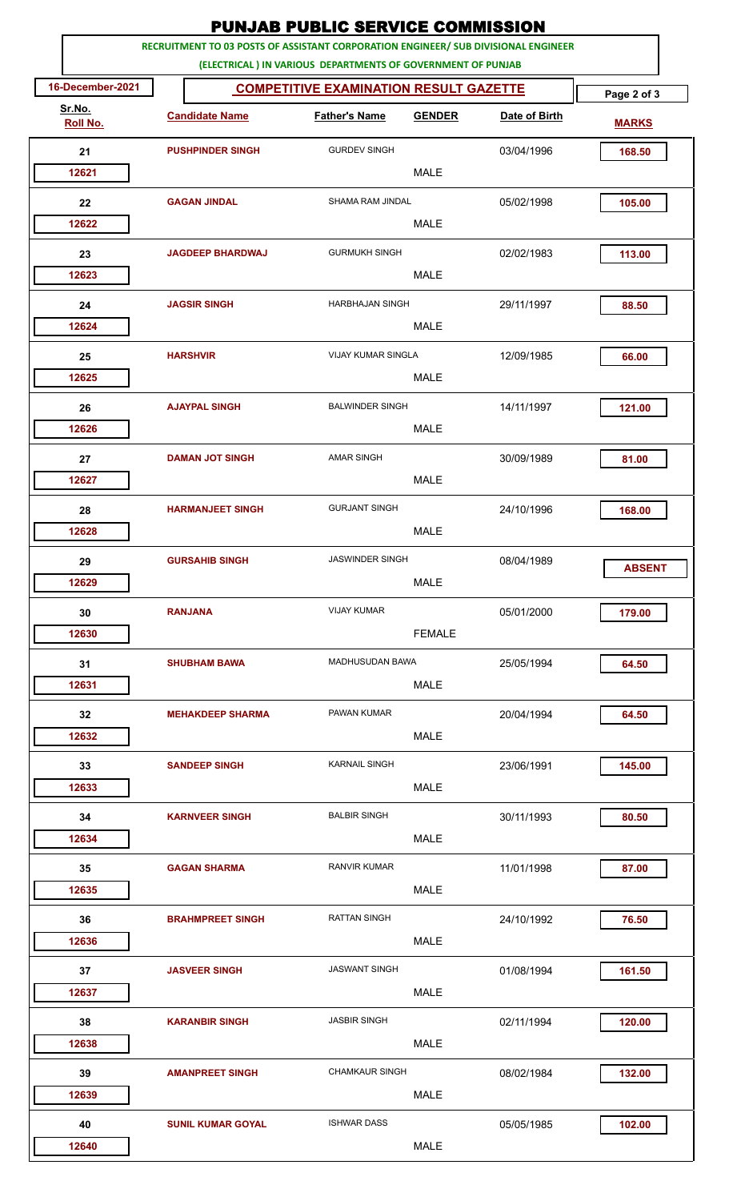# PUNJAB PUBLIC SERVICE COMMISSION

**RECRUITMENT TO 03 POSTS OF ASSISTANT CORPORATION ENGINEER/ SUB DIVISIONAL ENGINEER (ELECTRICAL ) IN VARIOUS DEPARTMENTS OF GOVERNMENT OF PUNJAB**

**16-December-2021**

## COMPETITIVE EXAMINATION RESULT GAZETTE

| Sr.No. / Roll No. | Candidate Name | Father's Name | GENDER | Date of Birth | MARKS |
|---|---|---|---|---|---|
| 21 / 12621 | PUSHPINDER SINGH | GURDEV SINGH | MALE | 03/04/1996 | 168.50 |
| 22 / 12622 | GAGAN JINDAL | SHAMA RAM JINDAL | MALE | 05/02/1998 | 105.00 |
| 23 / 12623 | JAGDEEP BHARDWAJ | GURMUKH SINGH | MALE | 02/02/1983 | 113.00 |
| 24 / 12624 | JAGSIR SINGH | HARBHAJAN SINGH | MALE | 29/11/1997 | 88.50 |
| 25 / 12625 | HARSHVIR | VIJAY KUMAR SINGLA | MALE | 12/09/1985 | 66.00 |
| 26 / 12626 | AJAYPAL SINGH | BALWINDER SINGH | MALE | 14/11/1997 | 121.00 |
| 27 / 12627 | DAMAN JOT SINGH | AMAR SINGH | MALE | 30/09/1989 | 81.00 |
| 28 / 12628 | HARMANJEET SINGH | GURJANT SINGH | MALE | 24/10/1996 | 168.00 |
| 29 / 12629 | GURSAHIB SINGH | JASWINDER SINGH | MALE | 08/04/1989 | ABSENT |
| 30 / 12630 | RANJANA | VIJAY KUMAR | FEMALE | 05/01/2000 | 179.00 |
| 31 / 12631 | SHUBHAM BAWA | MADHUSUDAN BAWA | MALE | 25/05/1994 | 64.50 |
| 32 / 12632 | MEHAKDEEP SHARMA | PAWAN KUMAR | MALE | 20/04/1994 | 64.50 |
| 33 / 12633 | SANDEEP SINGH | KARNAIL SINGH | MALE | 23/06/1991 | 145.00 |
| 34 / 12634 | KARNVEER SINGH | BALBIR SINGH | MALE | 30/11/1993 | 80.50 |
| 35 / 12635 | GAGAN SHARMA | RANVIR KUMAR | MALE | 11/01/1998 | 87.00 |
| 36 / 12636 | BRAHMPREET SINGH | RATTAN SINGH | MALE | 24/10/1992 | 76.50 |
| 37 / 12637 | JASVEER SINGH | JASWANT SINGH | MALE | 01/08/1994 | 161.50 |
| 38 / 12638 | KARANBIR SINGH | JASBIR SINGH | MALE | 02/11/1994 | 120.00 |
| 39 / 12639 | AMANPREET SINGH | CHAMKAUR SINGH | MALE | 08/02/1984 | 132.00 |
| 40 / 12640 | SUNIL KUMAR GOYAL | ISHWAR DASS | MALE | 05/05/1985 | 102.00 |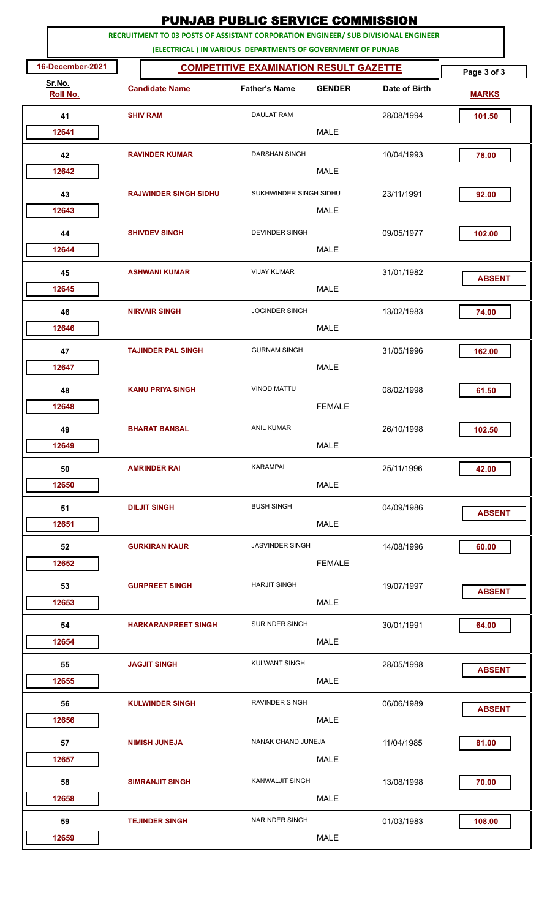# PUNJAB PUBLIC SERVICE COMMISSION

**RECRUITMENT TO 03 POSTS OF ASSISTANT CORPORATION ENGINEER/ SUB DIVISIONAL ENGINEER (ELECTRICAL ) IN VARIOUS DEPARTMENTS OF GOVERNMENT OF PUNJAB**

**16-December-2021** | **COMPETITIVE EXAMINATION RESULT GAZETTE**

| Sr.No. / Roll No. | Candidate Name | Father's Name | GENDER | Date of Birth | MARKS |
|---|---|---|---|---|---|
| 41 / 12641 | SHIV RAM | DAULAT RAM | MALE | 28/08/1994 | 101.50 |
| 42 / 12642 | RAVINDER KUMAR | DARSHAN SINGH | MALE | 10/04/1993 | 78.00 |
| 43 / 12643 | RAJWINDER SINGH SIDHU | SUKHWINDER SINGH SIDHU | MALE | 23/11/1991 | 92.00 |
| 44 / 12644 | SHIVDEV SINGH | DEVINDER SINGH | MALE | 09/05/1977 | 102.00 |
| 45 / 12645 | ASHWANI KUMAR | VIJAY KUMAR | MALE | 31/01/1982 | ABSENT |
| 46 / 12646 | NIRVAIR SINGH | JOGINDER SINGH | MALE | 13/02/1983 | 74.00 |
| 47 / 12647 | TAJINDER PAL SINGH | GURNAM SINGH | MALE | 31/05/1996 | 162.00 |
| 48 / 12648 | KANU PRIYA SINGH | VINOD MATTU | FEMALE | 08/02/1998 | 61.50 |
| 49 / 12649 | BHARAT BANSAL | ANIL KUMAR | MALE | 26/10/1998 | 102.50 |
| 50 / 12650 | AMRINDER RAI | KARAMPAL | MALE | 25/11/1996 | 42.00 |
| 51 / 12651 | DILJIT SINGH | BUSH SINGH | MALE | 04/09/1986 | ABSENT |
| 52 / 12652 | GURKIRAN KAUR | JASVINDER SINGH | FEMALE | 14/08/1996 | 60.00 |
| 53 / 12653 | GURPREET SINGH | HARJIT SINGH | MALE | 19/07/1997 | ABSENT |
| 54 / 12654 | HARKARANPREET SINGH | SURINDER SINGH | MALE | 30/01/1991 | 64.00 |
| 55 / 12655 | JAGJIT SINGH | KULWANT SINGH | MALE | 28/05/1998 | ABSENT |
| 56 / 12656 | KULWINDER SINGH | RAVINDER SINGH | MALE | 06/06/1989 | ABSENT |
| 57 / 12657 | NIMISH JUNEJA | NANAK CHAND JUNEJA | MALE | 11/04/1985 | 81.00 |
| 58 / 12658 | SIMRANJIT SINGH | KANWALJIT SINGH | MALE | 13/08/1998 | 70.00 |
| 59 / 12659 | TEJINDER SINGH | NARINDER SINGH | MALE | 01/03/1983 | 108.00 |